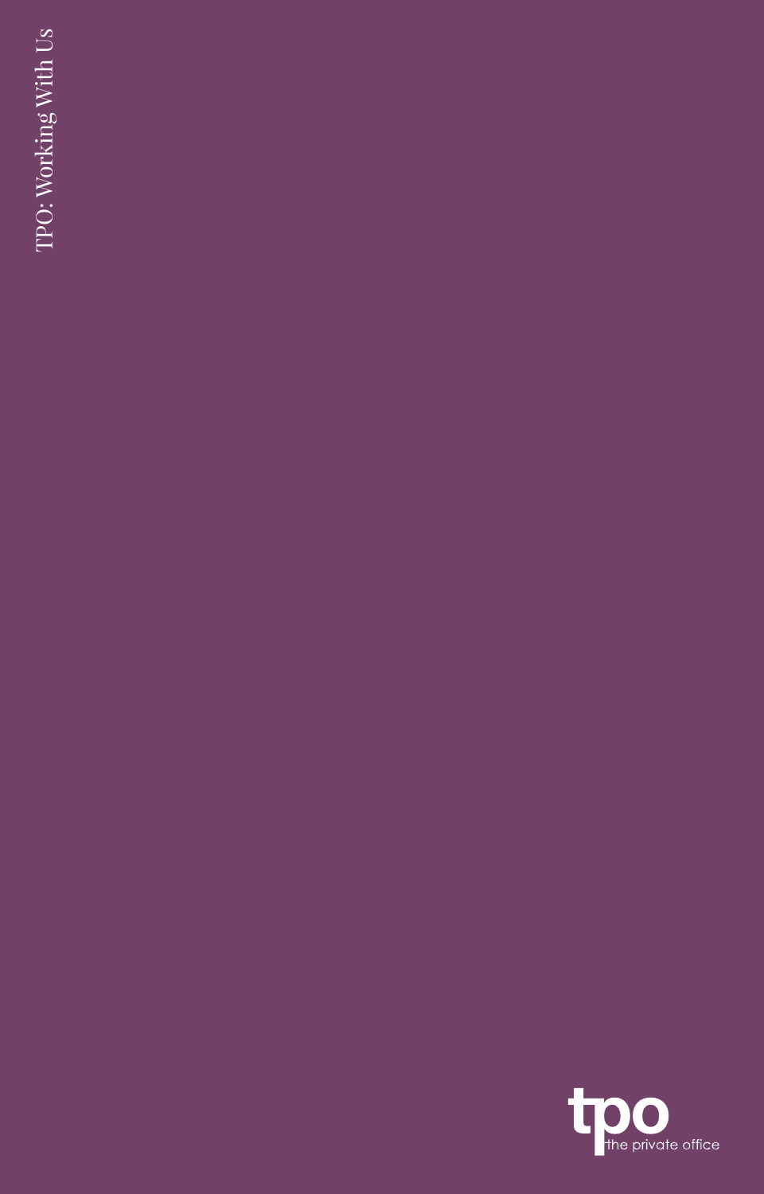TPO: Working With Us

tpo
the private office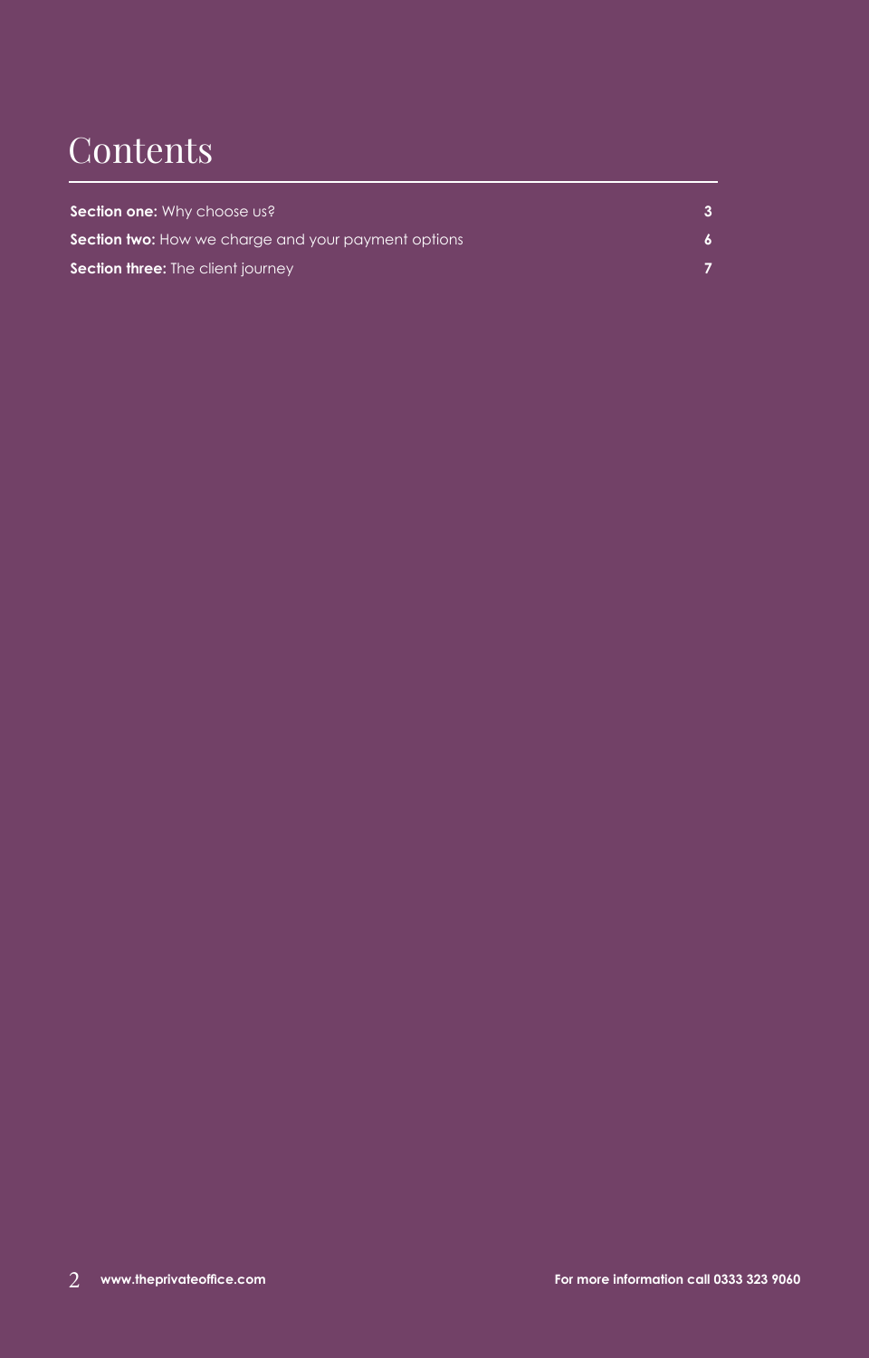# Contents

| | |
|---|---|
| **Section one:** Why choose us? | **3** |
| **Section two:** How we charge and your payment options | **6** |
| **Section three:** The client journey | **7** |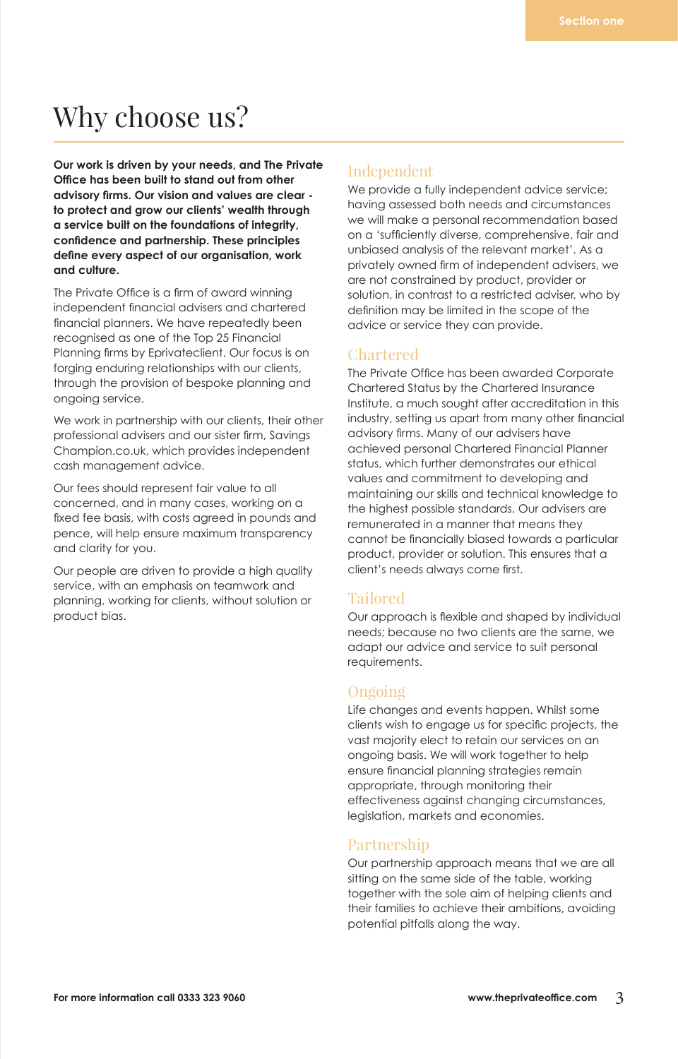# Why choose us?

**Our work is driven by your needs, and The Private Office has been built to stand out from other advisory firms. Our vision and values are clear - to protect and grow our clients' wealth through a service built on the foundations of integrity, confidence and partnership. These principles define every aspect of our organisation, work and culture.**

The Private Office is a firm of award winning independent financial advisers and chartered financial planners. We have repeatedly been recognised as one of the Top 25 Financial Planning firms by Eprivateclient. Our focus is on forging enduring relationships with our clients, through the provision of bespoke planning and ongoing service.

We work in partnership with our clients, their other professional advisers and our sister firm, Savings Champion.co.uk, which provides independent cash management advice.

Our fees should represent fair value to all concerned, and in many cases, working on a fixed fee basis, with costs agreed in pounds and pence, will help ensure maximum transparency and clarity for you.

Our people are driven to provide a high quality service, with an emphasis on teamwork and planning, working for clients, without solution or product bias.

## Independent

We provide a fully independent advice service; having assessed both needs and circumstances we will make a personal recommendation based on a 'sufficiently diverse, comprehensive, fair and unbiased analysis of the relevant market'. As a privately owned firm of independent advisers, we are not constrained by product, provider or solution, in contrast to a restricted adviser, who by definition may be limited in the scope of the advice or service they can provide.

## Chartered

The Private Office has been awarded Corporate Chartered Status by the Chartered Insurance Institute, a much sought after accreditation in this industry, setting us apart from many other financial advisory firms. Many of our advisers have achieved personal Chartered Financial Planner status, which further demonstrates our ethical values and commitment to developing and maintaining our skills and technical knowledge to the highest possible standards. Our advisers are remunerated in a manner that means they cannot be financially biased towards a particular product, provider or solution. This ensures that a client's needs always come first.

## Tailored

Our approach is flexible and shaped by individual needs; because no two clients are the same, we adapt our advice and service to suit personal requirements.

## Ongoing

Life changes and events happen. Whilst some clients wish to engage us for specific projects, the vast majority elect to retain our services on an ongoing basis. We will work together to help ensure financial planning strategies remain appropriate, through monitoring their effectiveness against changing circumstances, legislation, markets and economies.

## Partnership

Our partnership approach means that we are all sitting on the same side of the table, working together with the sole aim of helping clients and their families to achieve their ambitions, avoiding potential pitfalls along the way.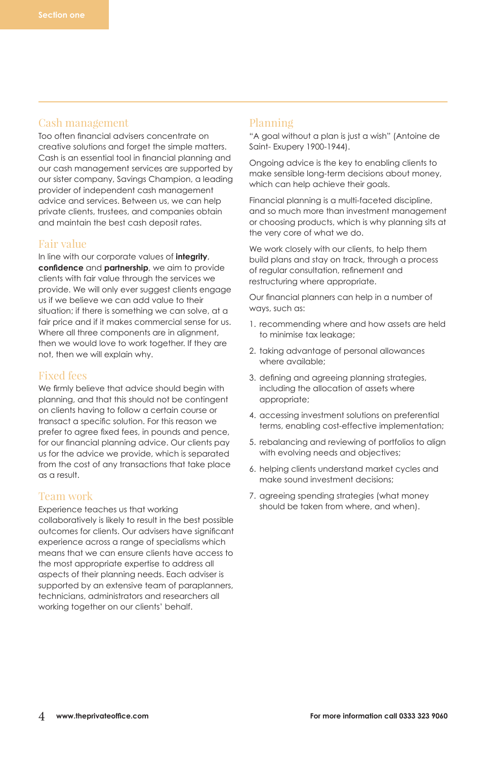## Cash management

Too often financial advisers concentrate on creative solutions and forget the simple matters. Cash is an essential tool in financial planning and our cash management services are supported by our sister company, Savings Champion, a leading provider of independent cash management advice and services. Between us, we can help private clients, trustees, and companies obtain and maintain the best cash deposit rates.

## Fair value

In line with our corporate values of **integrity**, **confidence** and **partnership**, we aim to provide clients with fair value through the services we provide. We will only ever suggest clients engage us if we believe we can add value to their situation; if there is something we can solve, at a fair price and if it makes commercial sense for us. Where all three components are in alignment, then we would love to work together. If they are not, then we will explain why.

## Fixed fees

We firmly believe that advice should begin with planning, and that this should not be contingent on clients having to follow a certain course or transact a specific solution. For this reason we prefer to agree fixed fees, in pounds and pence, for our financial planning advice. Our clients pay us for the advice we provide, which is separated from the cost of any transactions that take place as a result.

## Team work

Experience teaches us that working collaboratively is likely to result in the best possible outcomes for clients. Our advisers have significant experience across a range of specialisms which means that we can ensure clients have access to the most appropriate expertise to address all aspects of their planning needs. Each adviser is supported by an extensive team of paraplanners, technicians, administrators and researchers all working together on our clients' behalf.

## Planning

"A goal without a plan is just a wish" (Antoine de Saint- Exupery 1900-1944).

Ongoing advice is the key to enabling clients to make sensible long-term decisions about money, which can help achieve their goals.

Financial planning is a multi-faceted discipline, and so much more than investment management or choosing products, which is why planning sits at the very core of what we do.

We work closely with our clients, to help them build plans and stay on track, through a process of regular consultation, refinement and restructuring where appropriate.

Our financial planners can help in a number of ways, such as:

1. recommending where and how assets are held to minimise tax leakage;
2. taking advantage of personal allowances where available;
3. defining and agreeing planning strategies, including the allocation of assets where appropriate;
4. accessing investment solutions on preferential terms, enabling cost-effective implementation;
5. rebalancing and reviewing of portfolios to align with evolving needs and objectives;
6. helping clients understand market cycles and make sound investment decisions;
7. agreeing spending strategies (what money should be taken from where, and when).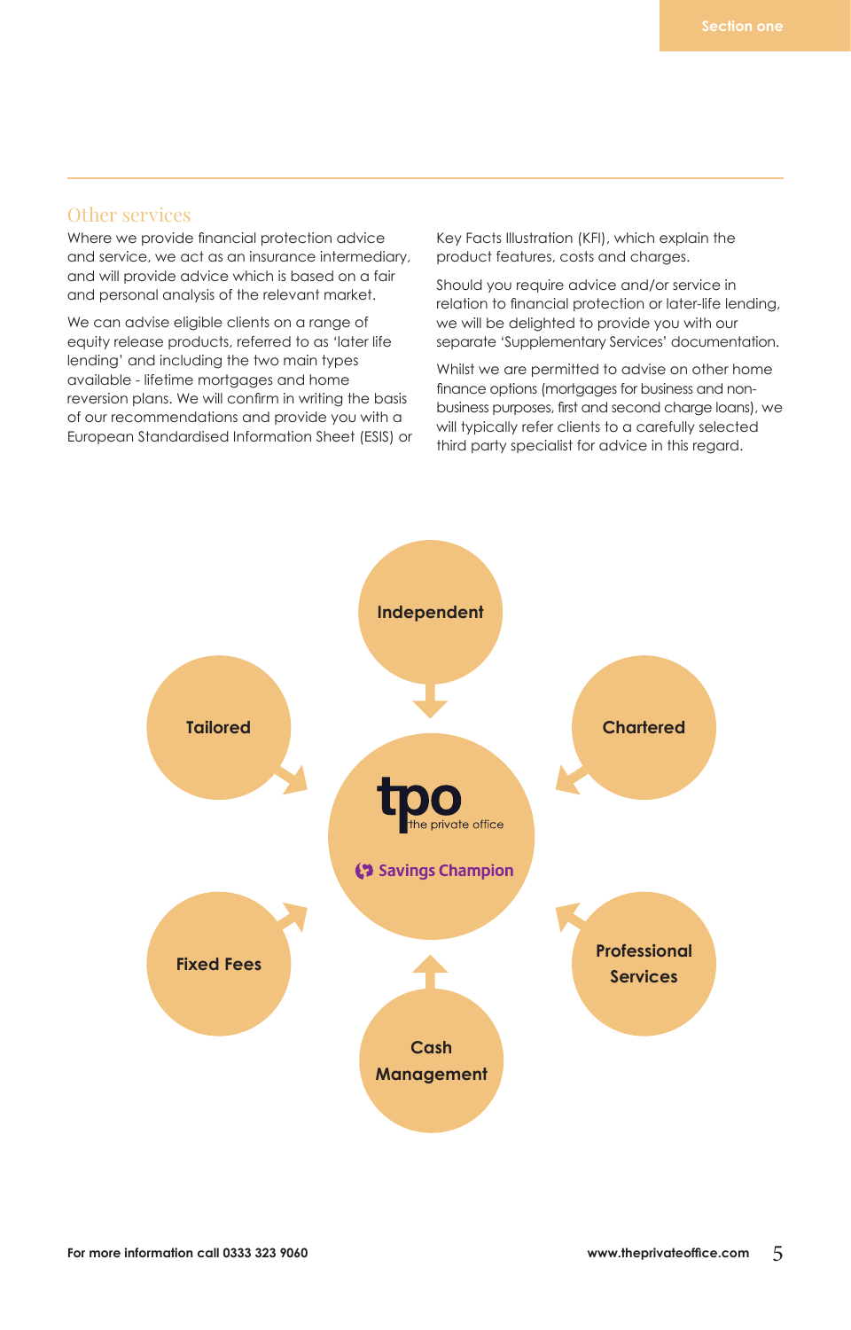## Other services

Where we provide financial protection advice and service, we act as an insurance intermediary, and will provide advice which is based on a fair and personal analysis of the relevant market.

We can advise eligible clients on a range of equity release products, referred to as 'later life lending' and including the two main types available - lifetime mortgages and home reversion plans. We will confirm in writing the basis of our recommendations and provide you with a European Standardised Information Sheet (ESIS) or Key Facts Illustration (KFI), which explain the product features, costs and charges.

Should you require advice and/or service in relation to financial protection or later-life lending, we will be delighted to provide you with our separate 'Supplementary Services' documentation.

Whilst we are permitted to advise on other home finance options (mortgages for business and non-business purposes, first and second charge loans), we will typically refer clients to a carefully selected third party specialist for advice in this regard.

Independent

Tailored

Chartered

tpo the private office

Savings Champion

Fixed Fees

Professional Services

Cash Management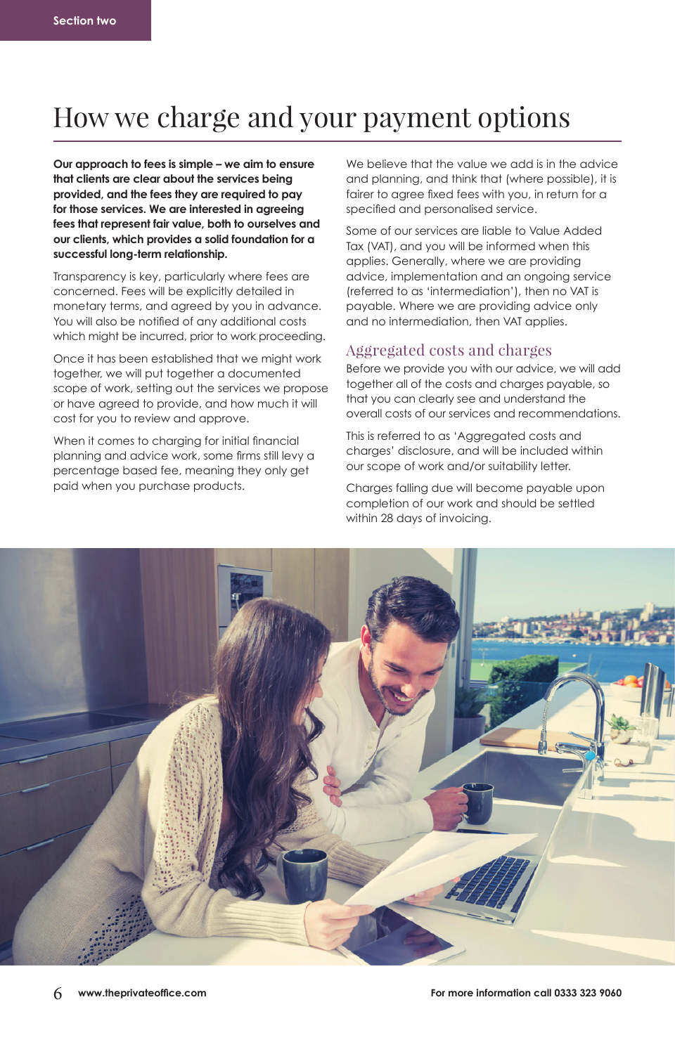# How we charge and your payment options

**Our approach to fees is simple – we aim to ensure that clients are clear about the services being provided, and the fees they are required to pay for those services. We are interested in agreeing fees that represent fair value, both to ourselves and our clients, which provides a solid foundation for a successful long-term relationship.**

Transparency is key, particularly where fees are concerned. Fees will be explicitly detailed in monetary terms, and agreed by you in advance. You will also be notified of any additional costs which might be incurred, prior to work proceeding.

Once it has been established that we might work together, we will put together a documented scope of work, setting out the services we propose or have agreed to provide, and how much it will cost for you to review and approve.

When it comes to charging for initial financial planning and advice work, some firms still levy a percentage based fee, meaning they only get paid when you purchase products.

We believe that the value we add is in the advice and planning, and think that (where possible), it is fairer to agree fixed fees with you, in return for a specified and personalised service.

Some of our services are liable to Value Added Tax (VAT), and you will be informed when this applies. Generally, where we are providing advice, implementation and an ongoing service (referred to as 'intermediation'), then no VAT is payable. Where we are providing advice only and no intermediation, then VAT applies.

## Aggregated costs and charges

Before we provide you with our advice, we will add together all of the costs and charges payable, so that you can clearly see and understand the overall costs of our services and recommendations.

This is referred to as 'Aggregated costs and charges' disclosure, and will be included within our scope of work and/or suitability letter.

Charges falling due will become payable upon completion of our work and should be settled within 28 days of invoicing.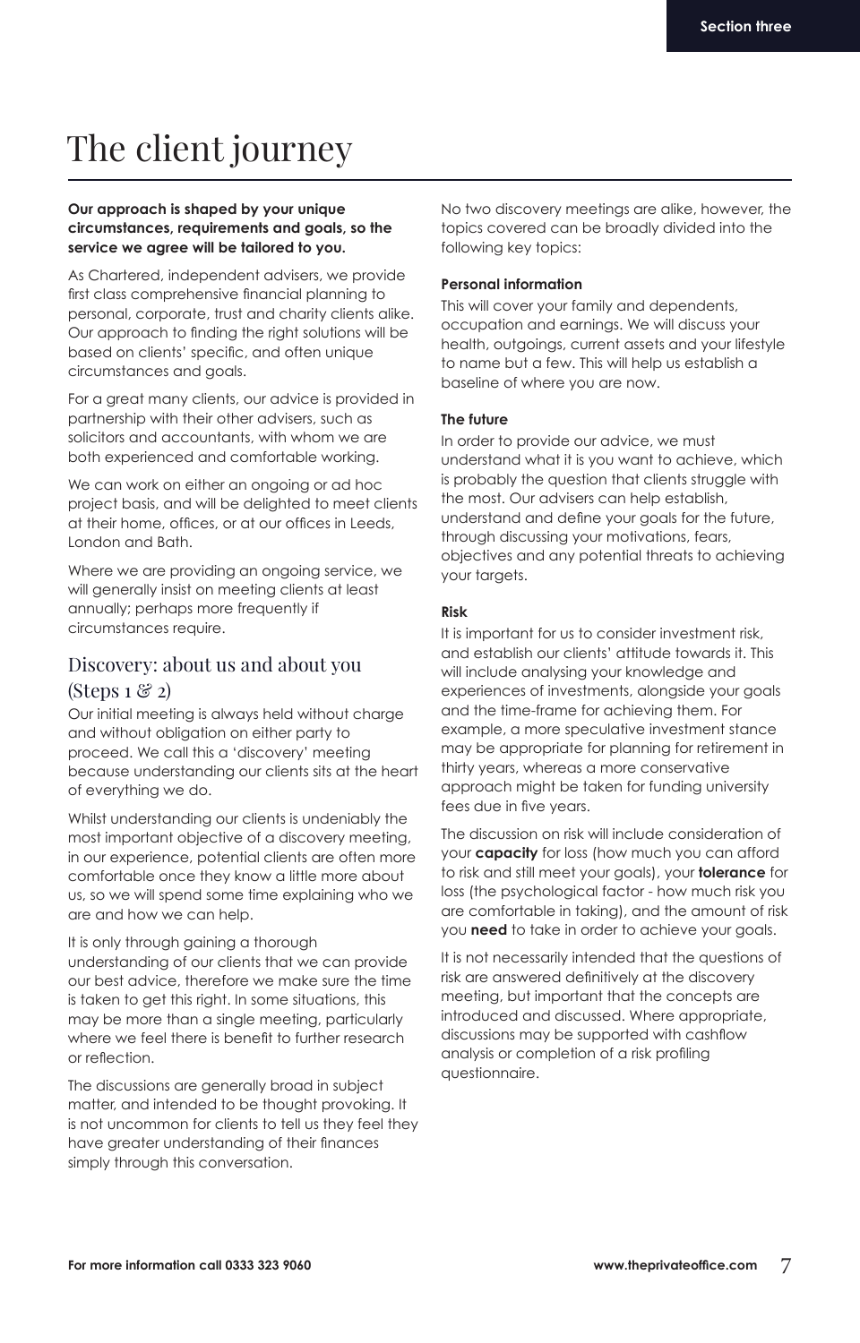# The client journey

**Our approach is shaped by your unique circumstances, requirements and goals, so the service we agree will be tailored to you.**

As Chartered, independent advisers, we provide first class comprehensive financial planning to personal, corporate, trust and charity clients alike. Our approach to finding the right solutions will be based on clients' specific, and often unique circumstances and goals.

For a great many clients, our advice is provided in partnership with their other advisers, such as solicitors and accountants, with whom we are both experienced and comfortable working.

We can work on either an ongoing or ad hoc project basis, and will be delighted to meet clients at their home, offices, or at our offices in Leeds, London and Bath.

Where we are providing an ongoing service, we will generally insist on meeting clients at least annually; perhaps more frequently if circumstances require.

## Discovery: about us and about you (Steps 1 & 2)

Our initial meeting is always held without charge and without obligation on either party to proceed. We call this a 'discovery' meeting because understanding our clients sits at the heart of everything we do.

Whilst understanding our clients is undeniably the most important objective of a discovery meeting, in our experience, potential clients are often more comfortable once they know a little more about us, so we will spend some time explaining who we are and how we can help.

It is only through gaining a thorough understanding of our clients that we can provide our best advice, therefore we make sure the time is taken to get this right. In some situations, this may be more than a single meeting, particularly where we feel there is benefit to further research or reflection.

The discussions are generally broad in subject matter, and intended to be thought provoking. It is not uncommon for clients to tell us they feel they have greater understanding of their finances simply through this conversation.

No two discovery meetings are alike, however, the topics covered can be broadly divided into the following key topics:

### Personal information

This will cover your family and dependents, occupation and earnings. We will discuss your health, outgoings, current assets and your lifestyle to name but a few. This will help us establish a baseline of where you are now.

### The future

In order to provide our advice, we must understand what it is you want to achieve, which is probably the question that clients struggle with the most. Our advisers can help establish, understand and define your goals for the future, through discussing your motivations, fears, objectives and any potential threats to achieving your targets.

### Risk

It is important for us to consider investment risk, and establish our clients' attitude towards it. This will include analysing your knowledge and experiences of investments, alongside your goals and the time-frame for achieving them. For example, a more speculative investment stance may be appropriate for planning for retirement in thirty years, whereas a more conservative approach might be taken for funding university fees due in five years.

The discussion on risk will include consideration of your **capacity** for loss (how much you can afford to risk and still meet your goals), your **tolerance** for loss (the psychological factor - how much risk you are comfortable in taking), and the amount of risk you **need** to take in order to achieve your goals.

It is not necessarily intended that the questions of risk are answered definitively at the discovery meeting, but important that the concepts are introduced and discussed. Where appropriate, discussions may be supported with cashflow analysis or completion of a risk profiling questionnaire.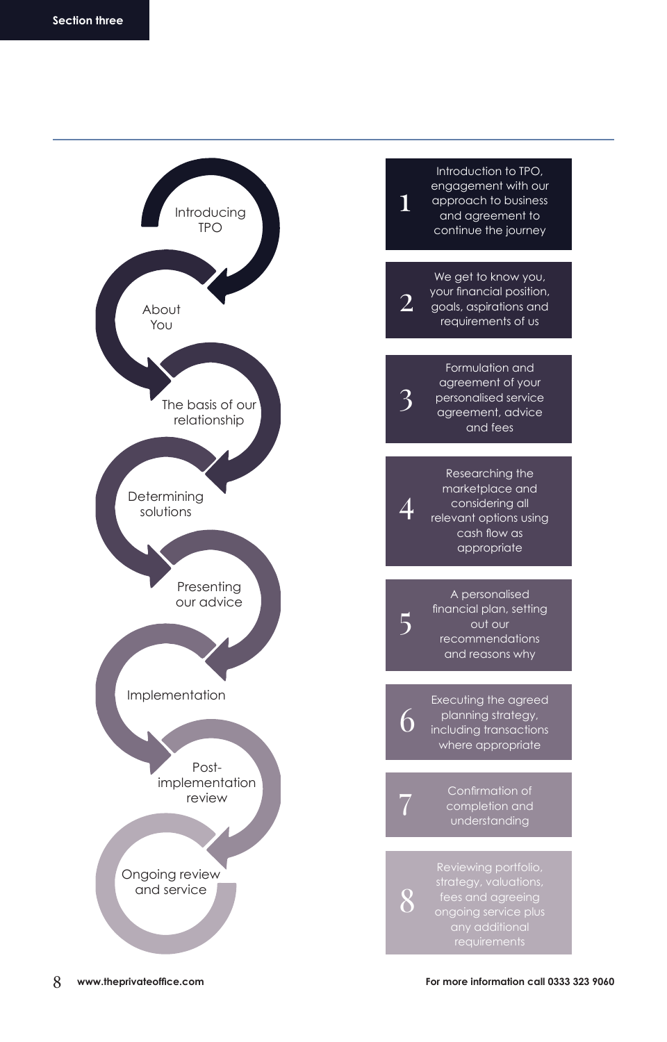| Stage | Step | Description |
| --- | --- | --- |
| Introducing TPO | 1 | Introduction to TPO, engagement with our approach to business and agreement to continue the journey |
| About You | 2 | We get to know you, your financial position, goals, aspirations and requirements of us |
| The basis of our relationship | 3 | Formulation and agreement of your personalised service agreement, advice and fees |
| Determining solutions | 4 | Researching the marketplace and considering all relevant options using cash flow as appropriate |
| Presenting our advice | 5 | A personalised financial plan, setting out our recommendations and reasons why |
| Implementation | 6 | Executing the agreed planning strategy, including transactions where appropriate |
| Post-implementation review | 7 | Confirmation of completion and understanding |
| Ongoing review and service | 8 | Reviewing portfolio, strategy, valuations, fees and agreeing ongoing service plus any additional requirements |

www.theprivateoffice.com

For more information call 0333 323 9060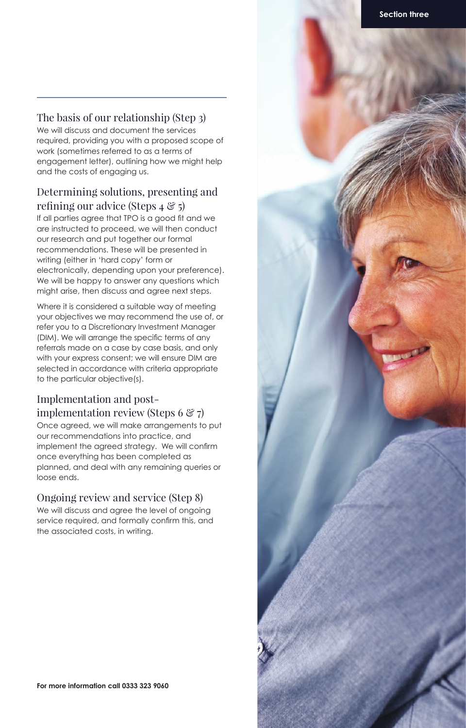## The basis of our relationship (Step 3)

We will discuss and document the services required, providing you with a proposed scope of work (sometimes referred to as a terms of engagement letter), outlining how we might help and the costs of engaging us.

## Determining solutions, presenting and refining our advice (Steps 4 & 5)

If all parties agree that TPO is a good fit and we are instructed to proceed, we will then conduct our research and put together our formal recommendations. These will be presented in writing (either in 'hard copy' form or electronically, depending upon your preference). We will be happy to answer any questions which might arise, then discuss and agree next steps.

Where it is considered a suitable way of meeting your objectives we may recommend the use of, or refer you to a Discretionary Investment Manager (DIM). We will arrange the specific terms of any referrals made on a case by case basis, and only with your express consent; we will ensure DIM are selected in accordance with criteria appropriate to the particular objective(s).

## Implementation and post-implementation review (Steps 6 & 7)

Once agreed, we will make arrangements to put our recommendations into practice, and implement the agreed strategy. We will confirm once everything has been completed as planned, and deal with any remaining queries or loose ends.

## Ongoing review and service (Step 8)

We will discuss and agree the level of ongoing service required, and formally confirm this, and the associated costs, in writing.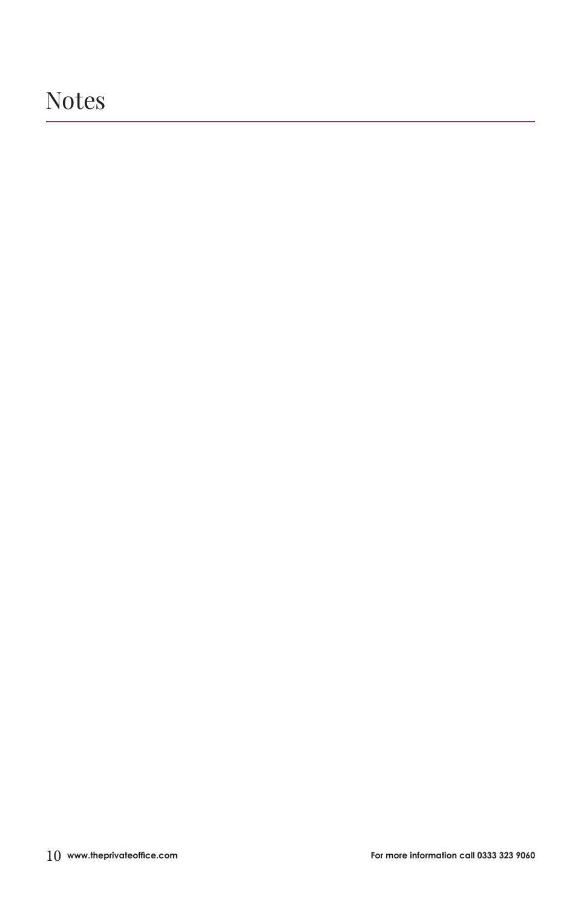# Notes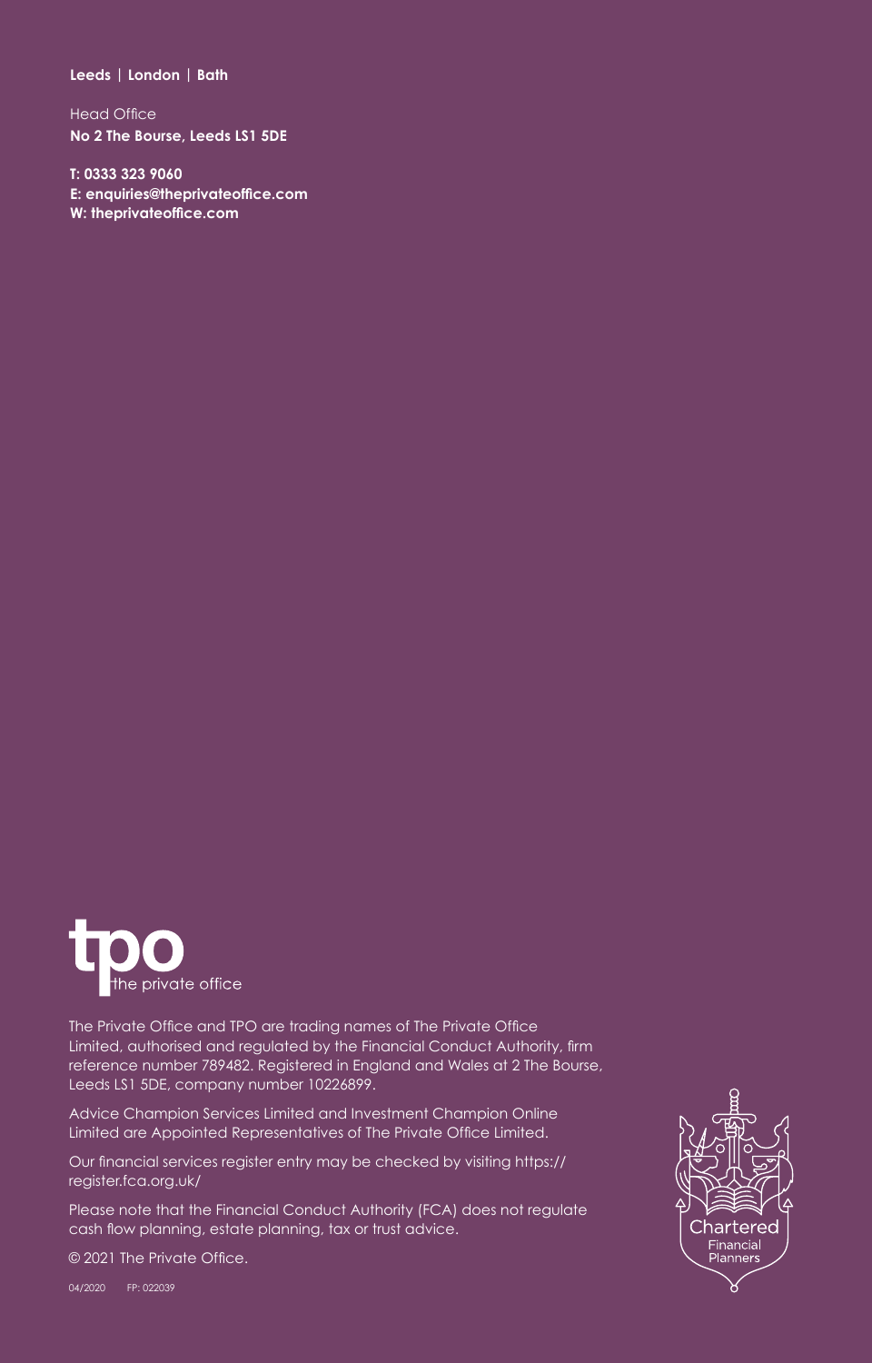**Leeds | London | Bath**

Head Office
**No 2 The Bourse, Leeds LS1 5DE**

**T: 0333 323 9060**
**E: enquiries@theprivateoffice.com**
**W: theprivateoffice.com**

tpo
the private office

The Private Office and TPO are trading names of The Private Office Limited, authorised and regulated by the Financial Conduct Authority, firm reference number 789482. Registered in England and Wales at 2 The Bourse, Leeds LS1 5DE, company number 10226899.

Advice Champion Services Limited and Investment Champion Online Limited are Appointed Representatives of The Private Office Limited.

Our financial services register entry may be checked by visiting https://register.fca.org.uk/

Please note that the Financial Conduct Authority (FCA) does not regulate cash flow planning, estate planning, tax or trust advice.

© 2021 The Private Office.

04/2020 FP: 022039

Chartered
Financial
Planners